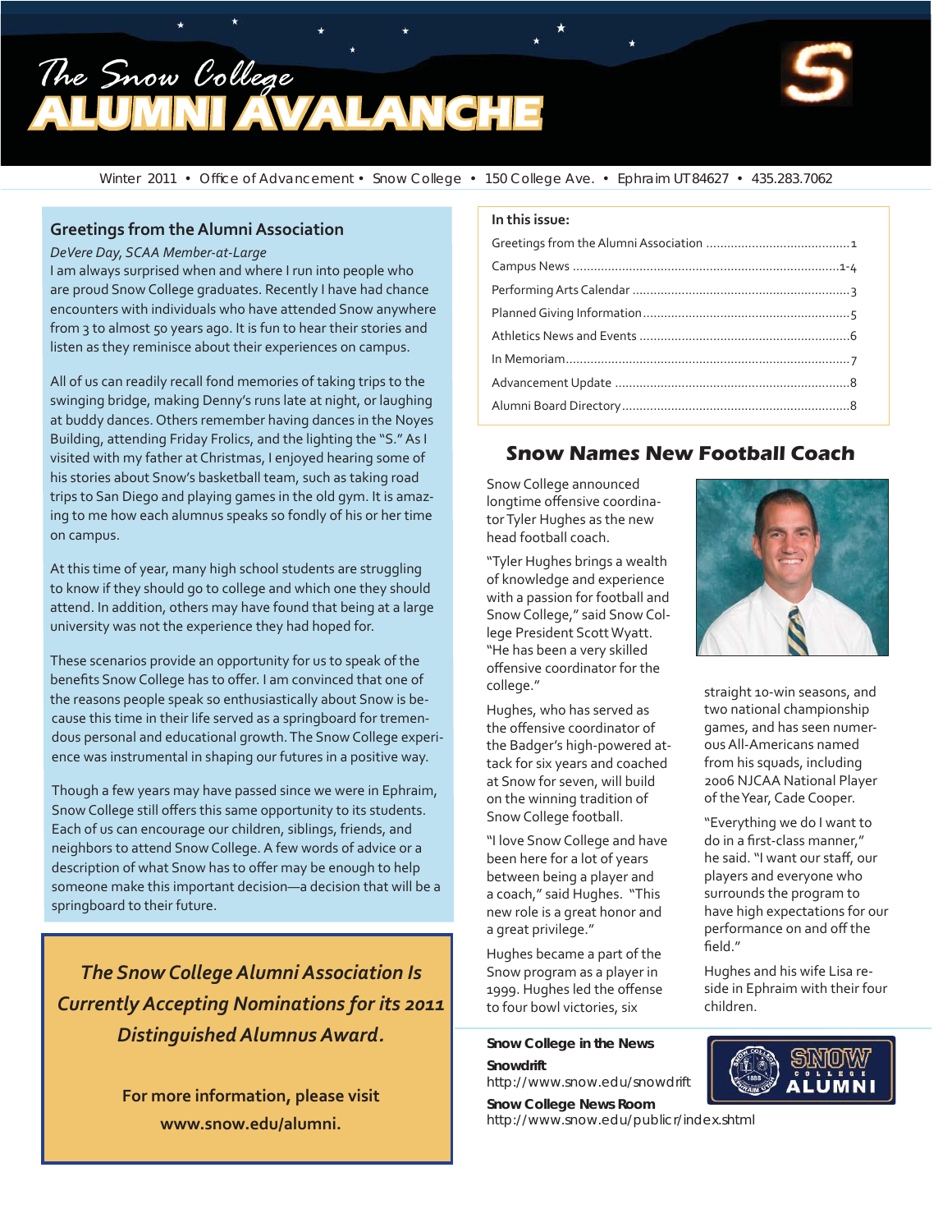# The Snow College ALUMNI AVALANCHE

Winter 2011 • Office of Advancement • Snow College • 150 College Ave. • Ephraim UT 84627 • 435.283.7062

## Greetings from the Alumni Association

*DeVere Day, SCAA Member-at-Large*

I am always surprised when and where I run into people who are proud Snow College graduates. Recently I have had chance encounters with individuals who have attended Snow anywhere from 3 to almost 50 years ago. It is fun to hear their stories and listen as they reminisce about their experiences on campus.

All of us can readily recall fond memories of taking trips to the swinging bridge, making Denny's runs late at night, or laughing at buddy dances. Others remember having dances in the Noyes Building, attending Friday Frolics, and the lighting the "S." As I visited with my father at Christmas, I enjoyed hearing some of his stories about Snow's basketball team, such as taking road trips to San Diego and playing games in the old gym. It is amazing to me how each alumnus speaks so fondly of his or her time on campus.

At this time of year, many high school students are struggling to know if they should go to college and which one they should attend. In addition, others may have found that being at a large university was not the experience they had hoped for.

These scenarios provide an opportunity for us to speak of the benefits Snow College has to offer. I am convinced that one of the reasons people speak so enthusiastically about Snow is because this time in their life served as a springboard for tremendous personal and educational growth. The Snow College experience was instrumental in shaping our futures in a positive way.

Though a few years may have passed since we were in Ephraim, Snow College still offers this same opportunity to its students. Each of us can encourage our children, siblings, friends, and neighbors to attend Snow College. A few words of advice or a description of what Snow has to offer may be enough to help someone make this important decision—a decision that will be a springboard to their future.

***The Snow College Alumni Association Is Currently Accepting Nominations for its 2011 Distinguished Alumnus Award.***

**For more information, please visit www.snow.edu/alumni.**

**In this issue:**

- Greetings from the Alumni Association ........ 1
- Campus News ........ 1-4
- Performing Arts Calendar ........ 3
- Planned Giving Information ........ 5
- Athletics News and Events ........ 6
- In Memoriam ........ 7
- Advancement Update ........ 8
- Alumni Board Directory ........ 8

## Snow Names New Football Coach

Snow College announced longtime offensive coordinator Tyler Hughes as the new head football coach.

"Tyler Hughes brings a wealth of knowledge and experience with a passion for football and Snow College," said Snow College President Scott Wyatt. "He has been a very skilled offensive coordinator for the college."

Hughes, who has served as the offensive coordinator of the Badger's high-powered attack for six years and coached at Snow for seven, will build on the winning tradition of Snow College football.

"I love Snow College and have been here for a lot of years between being a player and a coach," said Hughes. "This new role is a great honor and a great privilege."

Hughes became a part of the Snow program as a player in 1999. Hughes led the offense to four bowl victories, six straight 10-win seasons, and two national championship games, and has seen numerous All-Americans named from his squads, including 2006 NJCAA National Player of the Year, Cade Cooper.

"Everything we do I want to do in a first-class manner," he said. "I want our staff, our players and everyone who surrounds the program to have high expectations for our performance on and off the field."

Hughes and his wife Lisa reside in Ephraim with their four children.

**Snow College in the News**

**Snowdrift**
http://www.snow.edu/snowdrift

**Snow College News Room**
http://www.snow.edu/publicr/index.shtml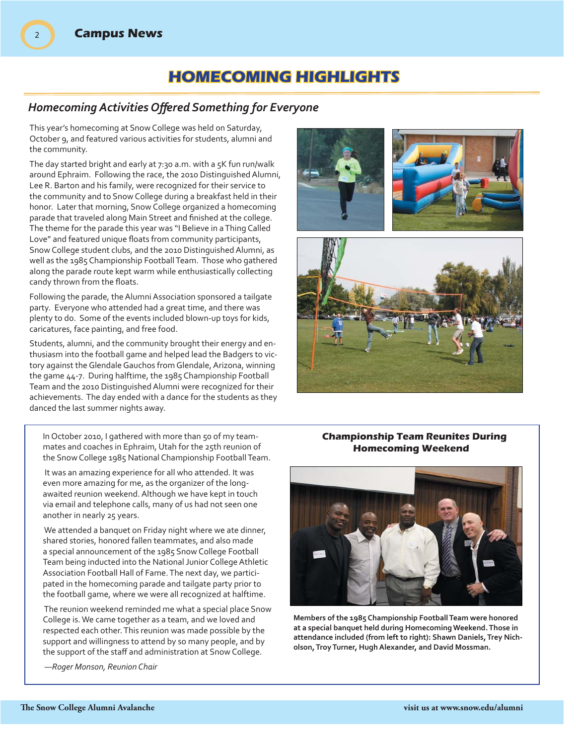# HOMECOMING HIGHLIGHTS

## *Homecoming Activities Offered Something for Everyone*

This year's homecoming at Snow College was held on Saturday, October 9, and featured various activities for students, alumni and the community.

The day started bright and early at 7:30 a.m. with a 5K fun run/walk around Ephraim. Following the race, the 2010 Distinguished Alumni, Lee R. Barton and his family, were recognized for their service to the community and to Snow College during a breakfast held in their honor. Later that morning, Snow College organized a homecoming parade that traveled along Main Street and finished at the college. The theme for the parade this year was "I Believe in a Thing Called Love" and featured unique floats from community participants, Snow College student clubs, and the 2010 Distinguished Alumni, as well as the 1985 Championship Football Team. Those who gathered along the parade route kept warm while enthusiastically collecting candy thrown from the floats.

Following the parade, the Alumni Association sponsored a tailgate party. Everyone who attended had a great time, and there was plenty to do. Some of the events included blown-up toys for kids, caricatures, face painting, and free food.

Students, alumni, and the community brought their energy and enthusiasm into the football game and helped lead the Badgers to victory against the Glendale Gauchos from Glendale, Arizona, winning the game 44-7. During halftime, the 1985 Championship Football Team and the 2010 Distinguished Alumni were recognized for their achievements. The day ended with a dance for the students as they danced the last summer nights away.

### Championship Team Reunites During Homecoming Weekend

In October 2010, I gathered with more than 50 of my teammates and coaches in Ephraim, Utah for the 25th reunion of the Snow College 1985 National Championship Football Team.

It was an amazing experience for all who attended. It was even more amazing for me, as the organizer of the long-awaited reunion weekend. Although we have kept in touch via email and telephone calls, many of us had not seen one another in nearly 25 years.

We attended a banquet on Friday night where we ate dinner, shared stories, honored fallen teammates, and also made a special announcement of the 1985 Snow College Football Team being inducted into the National Junior College Athletic Association Football Hall of Fame. The next day, we participated in the homecoming parade and tailgate party prior to the football game, where we were all recognized at halftime.

The reunion weekend reminded me what a special place Snow College is. We came together as a team, and we loved and respected each other. This reunion was made possible by the support and willingness to attend by so many people, and by the support of the staff and administration at Snow College.

*—Roger Monson, Reunion Chair*

**Members of the 1985 Championship Football Team were honored at a special banquet held during Homecoming Weekend. Those in attendance included (from left to right): Shawn Daniels, Trey Nicholson, Troy Turner, Hugh Alexander, and David Mossman.**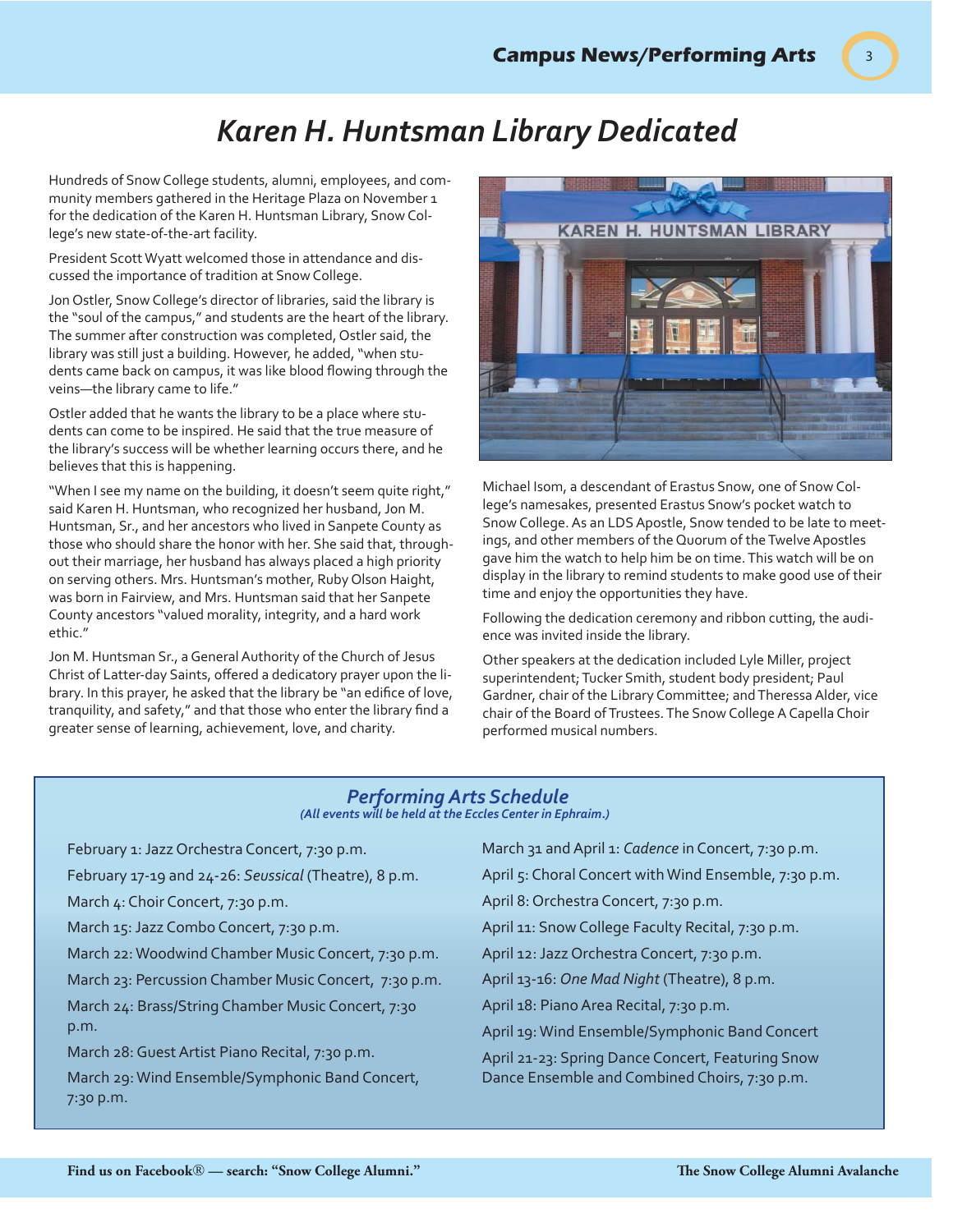# Karen H. Huntsman Library Dedicated

Hundreds of Snow College students, alumni, employees, and community members gathered in the Heritage Plaza on November 1 for the dedication of the Karen H. Huntsman Library, Snow College's new state-of-the-art facility.

President Scott Wyatt welcomed those in attendance and discussed the importance of tradition at Snow College.

Jon Ostler, Snow College's director of libraries, said the library is the "soul of the campus," and students are the heart of the library. The summer after construction was completed, Ostler said, the library was still just a building. However, he added, "when students came back on campus, it was like blood flowing through the veins—the library came to life."

Ostler added that he wants the library to be a place where students can come to be inspired. He said that the true measure of the library's success will be whether learning occurs there, and he believes that this is happening.

"When I see my name on the building, it doesn't seem quite right," said Karen H. Huntsman, who recognized her husband, Jon M. Huntsman, Sr., and her ancestors who lived in Sanpete County as those who should share the honor with her. She said that, throughout their marriage, her husband has always placed a high priority on serving others. Mrs. Huntsman's mother, Ruby Olson Haight, was born in Fairview, and Mrs. Huntsman said that her Sanpete County ancestors "valued morality, integrity, and a hard work ethic."

Jon M. Huntsman Sr., a General Authority of the Church of Jesus Christ of Latter-day Saints, offered a dedicatory prayer upon the library. In this prayer, he asked that the library be "an edifice of love, tranquility, and safety," and that those who enter the library find a greater sense of learning, achievement, love, and charity.

Michael Isom, a descendant of Erastus Snow, one of Snow College's namesakes, presented Erastus Snow's pocket watch to Snow College. As an LDS Apostle, Snow tended to be late to meetings, and other members of the Quorum of the Twelve Apostles gave him the watch to help him be on time. This watch will be on display in the library to remind students to make good use of their time and enjoy the opportunities they have.

Following the dedication ceremony and ribbon cutting, the audience was invited inside the library.

Other speakers at the dedication included Lyle Miller, project superintendent; Tucker Smith, student body president; Paul Gardner, chair of the Library Committee; and Theressa Alder, vice chair of the Board of Trustees. The Snow College A Capella Choir performed musical numbers.

## *Performing Arts Schedule*

*(All events will be held at the Eccles Center in Ephraim.)*

February 1: Jazz Orchestra Concert, 7:30 p.m.

February 17-19 and 24-26: *Seussical* (Theatre), 8 p.m.

March 4: Choir Concert, 7:30 p.m.

March 15: Jazz Combo Concert, 7:30 p.m.

March 22: Woodwind Chamber Music Concert, 7:30 p.m.

March 23: Percussion Chamber Music Concert, 7:30 p.m.

March 24: Brass/String Chamber Music Concert, 7:30 p.m.

March 28: Guest Artist Piano Recital, 7:30 p.m.

March 29: Wind Ensemble/Symphonic Band Concert, 7:30 p.m.

March 31 and April 1: *Cadence* in Concert, 7:30 p.m.

April 5: Choral Concert with Wind Ensemble, 7:30 p.m.

April 8: Orchestra Concert, 7:30 p.m.

April 11: Snow College Faculty Recital, 7:30 p.m.

April 12: Jazz Orchestra Concert, 7:30 p.m.

April 13-16: *One Mad Night* (Theatre), 8 p.m.

April 18: Piano Area Recital, 7:30 p.m.

April 19: Wind Ensemble/Symphonic Band Concert

April 21-23: Spring Dance Concert, Featuring Snow Dance Ensemble and Combined Choirs, 7:30 p.m.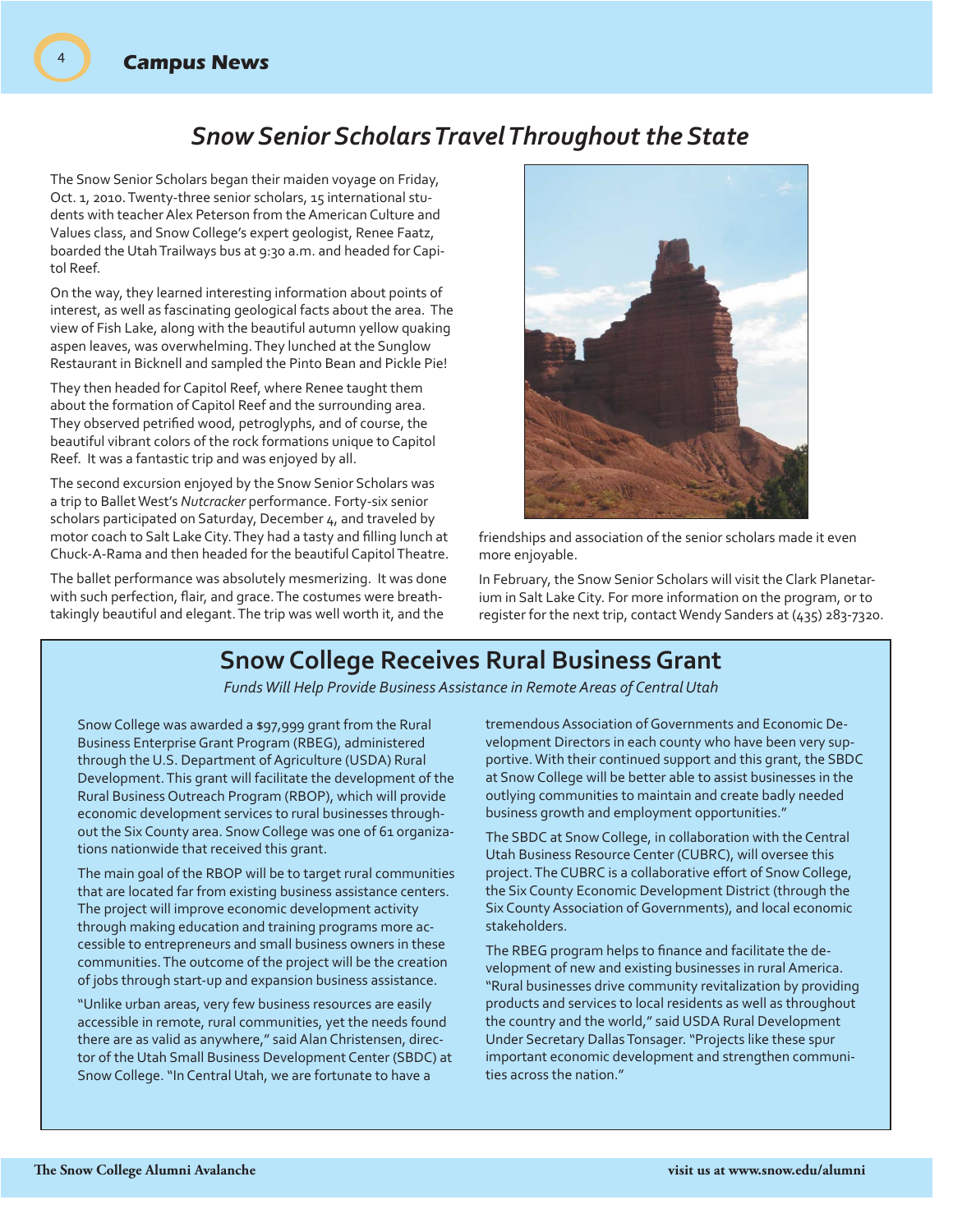# Snow Senior Scholars Travel Throughout the State

The Snow Senior Scholars began their maiden voyage on Friday, Oct. 1, 2010. Twenty-three senior scholars, 15 international students with teacher Alex Peterson from the American Culture and Values class, and Snow College's expert geologist, Renee Faatz, boarded the Utah Trailways bus at 9:30 a.m. and headed for Capitol Reef.

On the way, they learned interesting information about points of interest, as well as fascinating geological facts about the area. The view of Fish Lake, along with the beautiful autumn yellow quaking aspen leaves, was overwhelming. They lunched at the Sunglow Restaurant in Bicknell and sampled the Pinto Bean and Pickle Pie!

They then headed for Capitol Reef, where Renee taught them about the formation of Capitol Reef and the surrounding area. They observed petrified wood, petroglyphs, and of course, the beautiful vibrant colors of the rock formations unique to Capitol Reef. It was a fantastic trip and was enjoyed by all.

The second excursion enjoyed by the Snow Senior Scholars was a trip to Ballet West's *Nutcracker* performance. Forty-six senior scholars participated on Saturday, December 4, and traveled by motor coach to Salt Lake City. They had a tasty and filling lunch at Chuck-A-Rama and then headed for the beautiful Capitol Theatre.

The ballet performance was absolutely mesmerizing. It was done with such perfection, flair, and grace. The costumes were breathtakingly beautiful and elegant. The trip was well worth it, and the friendships and association of the senior scholars made it even more enjoyable.

In February, the Snow Senior Scholars will visit the Clark Planetarium in Salt Lake City. For more information on the program, or to register for the next trip, contact Wendy Sanders at (435) 283-7320.

## Snow College Receives Rural Business Grant

*Funds Will Help Provide Business Assistance in Remote Areas of Central Utah*

Snow College was awarded a $97,999 grant from the Rural Business Enterprise Grant Program (RBEG), administered through the U.S. Department of Agriculture (USDA) Rural Development. This grant will facilitate the development of the Rural Business Outreach Program (RBOP), which will provide economic development services to rural businesses throughout the Six County area. Snow College was one of 61 organizations nationwide that received this grant.

The main goal of the RBOP will be to target rural communities that are located far from existing business assistance centers. The project will improve economic development activity through making education and training programs more accessible to entrepreneurs and small business owners in these communities. The outcome of the project will be the creation of jobs through start-up and expansion business assistance.

"Unlike urban areas, very few business resources are easily accessible in remote, rural communities, yet the needs found there are as valid as anywhere," said Alan Christensen, director of the Utah Small Business Development Center (SBDC) at Snow College. "In Central Utah, we are fortunate to have a tremendous Association of Governments and Economic Development Directors in each county who have been very supportive. With their continued support and this grant, the SBDC at Snow College will be better able to assist businesses in the outlying communities to maintain and create badly needed business growth and employment opportunities."

The SBDC at Snow College, in collaboration with the Central Utah Business Resource Center (CUBRC), will oversee this project. The CUBRC is a collaborative effort of Snow College, the Six County Economic Development District (through the Six County Association of Governments), and local economic stakeholders.

The RBEG program helps to finance and facilitate the development of new and existing businesses in rural America. "Rural businesses drive community revitalization by providing products and services to local residents as well as throughout the country and the world," said USDA Rural Development Under Secretary Dallas Tonsager. "Projects like these spur important economic development and strengthen communities across the nation."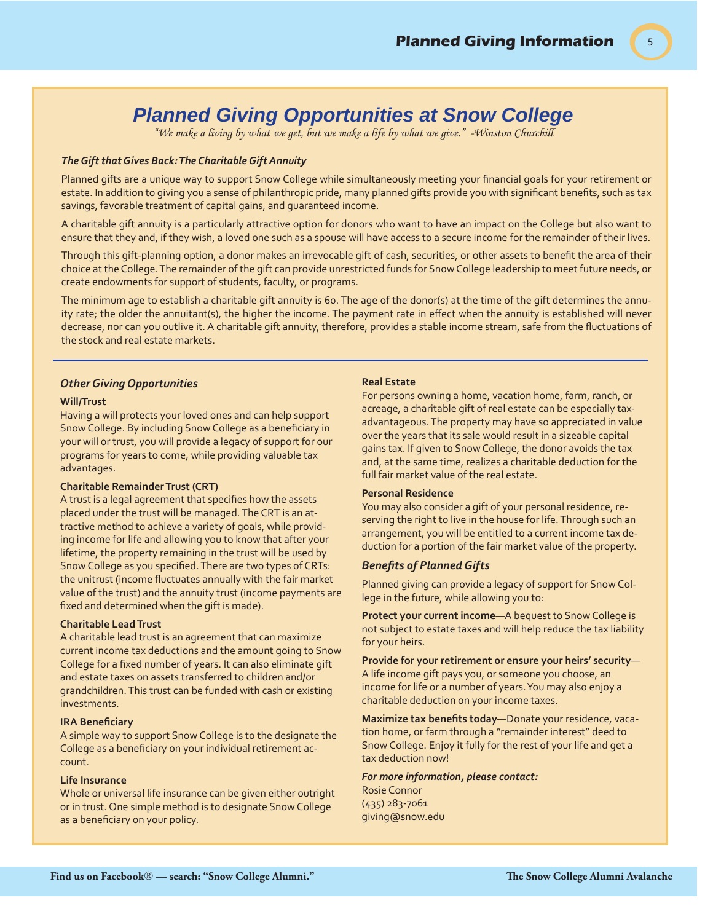# Planned Giving Opportunities at Snow College

*"We make a living by what we get, but we make a life by what we give." -Winston Churchill*

***The Gift that Gives Back: The Charitable Gift Annuity***

Planned gifts are a unique way to support Snow College while simultaneously meeting your financial goals for your retirement or estate. In addition to giving you a sense of philanthropic pride, many planned gifts provide you with significant benefits, such as tax savings, favorable treatment of capital gains, and guaranteed income.

A charitable gift annuity is a particularly attractive option for donors who want to have an impact on the College but also want to ensure that they and, if they wish, a loved one such as a spouse will have access to a secure income for the remainder of their lives.

Through this gift-planning option, a donor makes an irrevocable gift of cash, securities, or other assets to benefit the area of their choice at the College. The remainder of the gift can provide unrestricted funds for Snow College leadership to meet future needs, or create endowments for support of students, faculty, or programs.

The minimum age to establish a charitable gift annuity is 60. The age of the donor(s) at the time of the gift determines the annuity rate; the older the annuitant(s), the higher the income. The payment rate in effect when the annuity is established will never decrease, nor can you outlive it. A charitable gift annuity, therefore, provides a stable income stream, safe from the fluctuations of the stock and real estate markets.

## *Other Giving Opportunities*

**Will/Trust**

Having a will protects your loved ones and can help support Snow College. By including Snow College as a beneficiary in your will or trust, you will provide a legacy of support for our programs for years to come, while providing valuable tax advantages.

**Charitable Remainder Trust (CRT)**

A trust is a legal agreement that specifies how the assets placed under the trust will be managed. The CRT is an attractive method to achieve a variety of goals, while providing income for life and allowing you to know that after your lifetime, the property remaining in the trust will be used by Snow College as you specified. There are two types of CRTs: the unitrust (income fluctuates annually with the fair market value of the trust) and the annuity trust (income payments are fixed and determined when the gift is made).

**Charitable Lead Trust**

A charitable lead trust is an agreement that can maximize current income tax deductions and the amount going to Snow College for a fixed number of years. It can also eliminate gift and estate taxes on assets transferred to children and/or grandchildren. This trust can be funded with cash or existing investments.

**IRA Beneficiary**

A simple way to support Snow College is to the designate the College as a beneficiary on your individual retirement account.

**Life Insurance**

Whole or universal life insurance can be given either outright or in trust. One simple method is to designate Snow College as a beneficiary on your policy.

**Real Estate**

For persons owning a home, vacation home, farm, ranch, or acreage, a charitable gift of real estate can be especially tax-advantageous. The property may have so appreciated in value over the years that its sale would result in a sizeable capital gains tax. If given to Snow College, the donor avoids the tax and, at the same time, realizes a charitable deduction for the full fair market value of the real estate.

**Personal Residence**

You may also consider a gift of your personal residence, reserving the right to live in the house for life. Through such an arrangement, you will be entitled to a current income tax deduction for a portion of the fair market value of the property.

## *Benefits of Planned Gifts*

Planned giving can provide a legacy of support for Snow College in the future, while allowing you to:

**Protect your current income**—A bequest to Snow College is not subject to estate taxes and will help reduce the tax liability for your heirs.

**Provide for your retirement or ensure your heirs' security**—A life income gift pays you, or someone you choose, an income for life or a number of years. You may also enjoy a charitable deduction on your income taxes.

**Maximize tax benefits today**—Donate your residence, vacation home, or farm through a "remainder interest" deed to Snow College. Enjoy it fully for the rest of your life and get a tax deduction now!

***For more information, please contact:***

Rosie Connor
(435) 283-7061
giving@snow.edu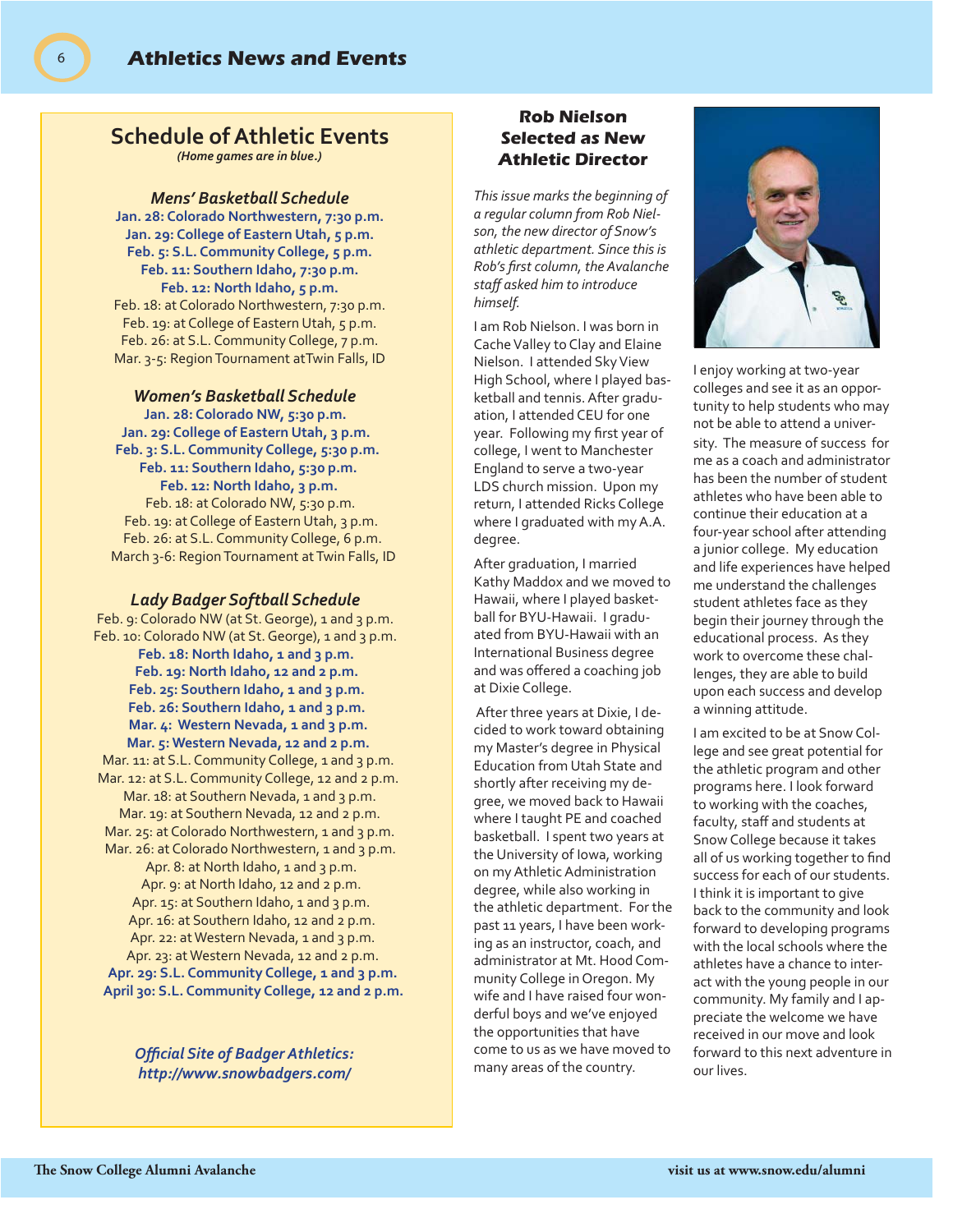## Schedule of Athletic Events

*(Home games are in blue.)*

### *Mens' Basketball Schedule*

**Jan. 28: Colorado Northwestern, 7:30 p.m.**
**Jan. 29: College of Eastern Utah, 5 p.m.**
**Feb. 5: S.L. Community College, 5 p.m.**
**Feb. 11: Southern Idaho, 7:30 p.m.**
**Feb. 12: North Idaho, 5 p.m.**
Feb. 18: at Colorado Northwestern, 7:30 p.m.
Feb. 19: at College of Eastern Utah, 5 p.m.
Feb. 26: at S.L. Community College, 7 p.m.
Mar. 3-5: Region Tournament atTwin Falls, ID

### *Women's Basketball Schedule*

**Jan. 28: Colorado NW, 5:30 p.m.**
**Jan. 29: College of Eastern Utah, 3 p.m.**
**Feb. 3: S.L. Community College, 5:30 p.m.**
**Feb. 11: Southern Idaho, 5:30 p.m.**
**Feb. 12: North Idaho, 3 p.m.**
Feb. 18: at Colorado NW, 5:30 p.m.
Feb. 19: at College of Eastern Utah, 3 p.m.
Feb. 26: at S.L. Community College, 6 p.m.
March 3-6: Region Tournament at Twin Falls, ID

### *Lady Badger Softball Schedule*

Feb. 9: Colorado NW (at St. George), 1 and 3 p.m.
Feb. 10: Colorado NW (at St. George), 1 and 3 p.m.
**Feb. 18: North Idaho, 1 and 3 p.m.**
**Feb. 19: North Idaho, 12 and 2 p.m.**
**Feb. 25: Southern Idaho, 1 and 3 p.m.**
**Feb. 26: Southern Idaho, 1 and 3 p.m.**
**Mar. 4: Western Nevada, 1 and 3 p.m.**
**Mar. 5: Western Nevada, 12 and 2 p.m.**
Mar. 11: at S.L. Community College, 1 and 3 p.m.
Mar. 12: at S.L. Community College, 12 and 2 p.m.
Mar. 18: at Southern Nevada, 1 and 3 p.m.
Mar. 19: at Southern Nevada, 12 and 2 p.m.
Mar. 25: at Colorado Northwestern, 1 and 3 p.m.
Mar. 26: at Colorado Northwestern, 1 and 3 p.m.
Apr. 8: at North Idaho, 1 and 3 p.m.
Apr. 9: at North Idaho, 12 and 2 p.m.
Apr. 15: at Southern Idaho, 1 and 3 p.m.
Apr. 16: at Southern Idaho, 12 and 2 p.m.
Apr. 22: at Western Nevada, 1 and 3 p.m.
Apr. 23: at Western Nevada, 12 and 2 p.m.
**Apr. 29: S.L. Community College, 1 and 3 p.m.**
**April 30: S.L. Community College, 12 and 2 p.m.**

***Official Site of Badger Athletics: http://www.snowbadgers.com/***

## Rob Nielson Selected as New Athletic Director

*This issue marks the beginning of a regular column from Rob Nielson, the new director of Snow's athletic department. Since this is Rob's first column, the Avalanche staff asked him to introduce himself.*

I am Rob Nielson. I was born in Cache Valley to Clay and Elaine Nielson. I attended Sky View High School, where I played basketball and tennis. After graduation, I attended CEU for one year. Following my first year of college, I went to Manchester England to serve a two-year LDS church mission. Upon my return, I attended Ricks College where I graduated with my A.A. degree.

After graduation, I married Kathy Maddox and we moved to Hawaii, where I played basketball for BYU-Hawaii. I graduated from BYU-Hawaii with an International Business degree and was offered a coaching job at Dixie College.

After three years at Dixie, I decided to work toward obtaining my Master's degree in Physical Education from Utah State and shortly after receiving my degree, we moved back to Hawaii where I taught PE and coached basketball. I spent two years at the University of Iowa, working on my Athletic Administration degree, while also working in the athletic department. For the past 11 years, I have been working as an instructor, coach, and administrator at Mt. Hood Community College in Oregon. My wife and I have raised four wonderful boys and we've enjoyed the opportunities that have come to us as we have moved to many areas of the country.

I enjoy working at two-year colleges and see it as an opportunity to help students who may not be able to attend a university. The measure of success for me as a coach and administrator has been the number of student athletes who have been able to continue their education at a four-year school after attending a junior college. My education and life experiences have helped me understand the challenges student athletes face as they begin their journey through the educational process. As they work to overcome these challenges, they are able to build upon each success and develop a winning attitude.

I am excited to be at Snow College and see great potential for the athletic program and other programs here. I look forward to working with the coaches, faculty, staff and students at Snow College because it takes all of us working together to find success for each of our students. I think it is important to give back to the community and look forward to developing programs with the local schools where the athletes have a chance to interact with the young people in our community. My family and I appreciate the welcome we have received in our move and look forward to this next adventure in our lives.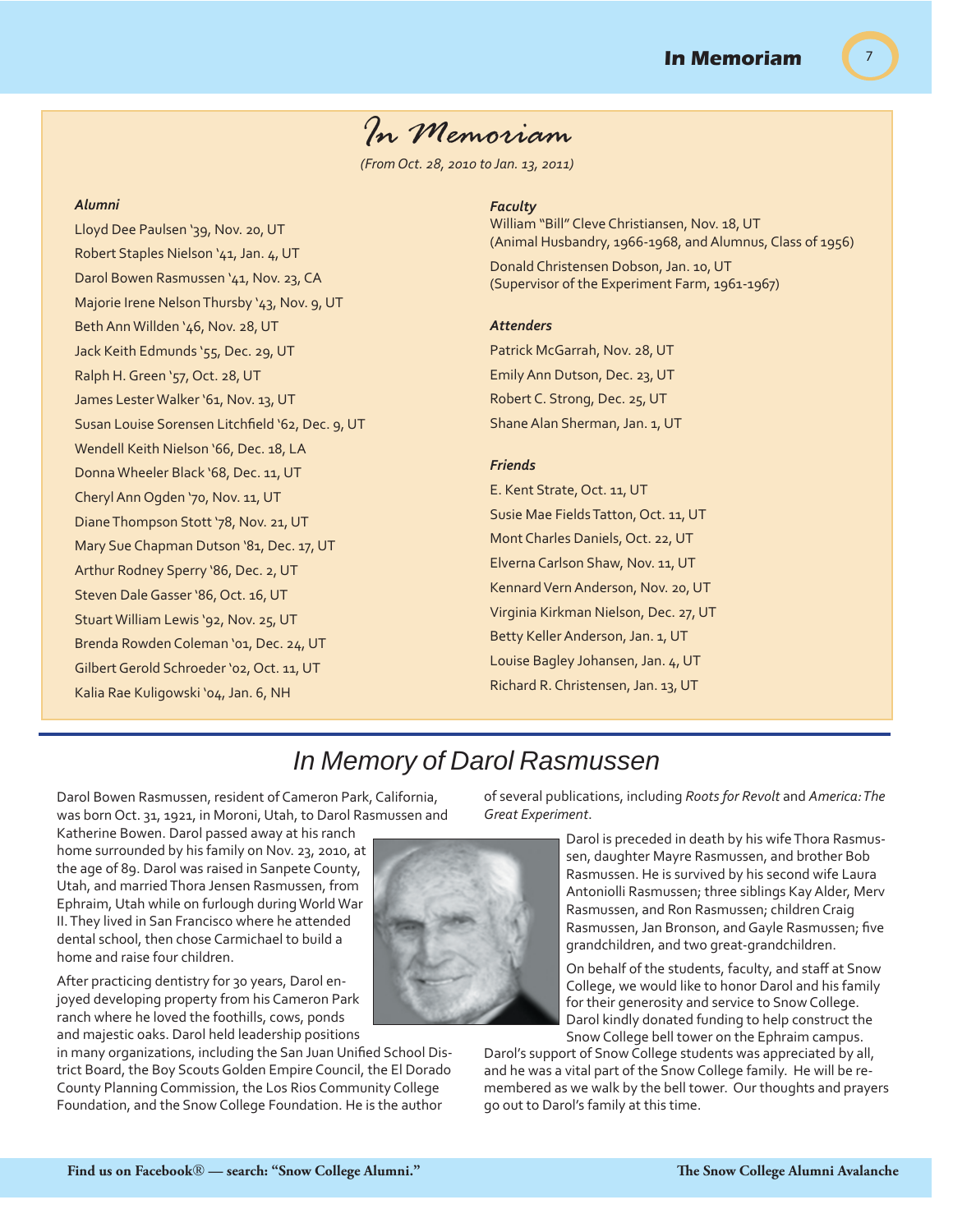# In Memoriam

*(From Oct. 28, 2010 to Jan. 13, 2011)*

### *Alumni*

Lloyd Dee Paulsen '39, Nov. 20, UT
Robert Staples Nielson '41, Jan. 4, UT
Darol Bowen Rasmussen '41, Nov. 23, CA
Majorie Irene Nelson Thursby '43, Nov. 9, UT
Beth Ann Willden '46, Nov. 28, UT
Jack Keith Edmunds '55, Dec. 29, UT
Ralph H. Green '57, Oct. 28, UT
James Lester Walker '61, Nov. 13, UT
Susan Louise Sorensen Litchfield '62, Dec. 9, UT
Wendell Keith Nielson '66, Dec. 18, LA
Donna Wheeler Black '68, Dec. 11, UT
Cheryl Ann Ogden '70, Nov. 11, UT
Diane Thompson Stott '78, Nov. 21, UT
Mary Sue Chapman Dutson '81, Dec. 17, UT
Arthur Rodney Sperry '86, Dec. 2, UT
Steven Dale Gasser '86, Oct. 16, UT
Stuart William Lewis '92, Nov. 25, UT
Brenda Rowden Coleman '01, Dec. 24, UT
Gilbert Gerold Schroeder '02, Oct. 11, UT
Kalia Rae Kuligowski '04, Jan. 6, NH

### *Faculty*

William "Bill" Cleve Christiansen, Nov. 18, UT
(Animal Husbandry, 1966-1968, and Alumnus, Class of 1956)

Donald Christensen Dobson, Jan. 10, UT
(Supervisor of the Experiment Farm, 1961-1967)

### *Attenders*

Patrick McGarrah, Nov. 28, UT
Emily Ann Dutson, Dec. 23, UT
Robert C. Strong, Dec. 25, UT
Shane Alan Sherman, Jan. 1, UT

### *Friends*

E. Kent Strate, Oct. 11, UT
Susie Mae Fields Tatton, Oct. 11, UT
Mont Charles Daniels, Oct. 22, UT
Elverna Carlson Shaw, Nov. 11, UT
Kennard Vern Anderson, Nov. 20, UT
Virginia Kirkman Nielson, Dec. 27, UT
Betty Keller Anderson, Jan. 1, UT
Louise Bagley Johansen, Jan. 4, UT
Richard R. Christensen, Jan. 13, UT

## In Memory of Darol Rasmussen

Darol Bowen Rasmussen, resident of Cameron Park, California, was born Oct. 31, 1921, in Moroni, Utah, to Darol Rasmussen and Katherine Bowen. Darol passed away at his ranch home surrounded by his family on Nov. 23, 2010, at the age of 89. Darol was raised in Sanpete County, Utah, and married Thora Jensen Rasmussen, from Ephraim, Utah while on furlough during World War II. They lived in San Francisco where he attended dental school, then chose Carmichael to build a home and raise four children.

After practicing dentistry for 30 years, Darol enjoyed developing property from his Cameron Park ranch where he loved the foothills, cows, ponds and majestic oaks. Darol held leadership positions in many organizations, including the San Juan Unified School District Board, the Boy Scouts Golden Empire Council, the El Dorado County Planning Commission, the Los Rios Community College Foundation, and the Snow College Foundation. He is the author of several publications, including *Roots for Revolt* and *America: The Great Experiment*.

Darol is preceded in death by his wife Thora Rasmussen, daughter Mayre Rasmussen, and brother Bob Rasmussen. He is survived by his second wife Laura Antoniolli Rasmussen; three siblings Kay Alder, Merv Rasmussen, and Ron Rasmussen; children Craig Rasmussen, Jan Bronson, and Gayle Rasmussen; five grandchildren, and two great-grandchildren.

On behalf of the students, faculty, and staff at Snow College, we would like to honor Darol and his family for their generosity and service to Snow College. Darol kindly donated funding to help construct the Snow College bell tower on the Ephraim campus. Darol's support of Snow College students was appreciated by all, and he was a vital part of the Snow College family. He will be remembered as we walk by the bell tower. Our thoughts and prayers go out to Darol's family at this time.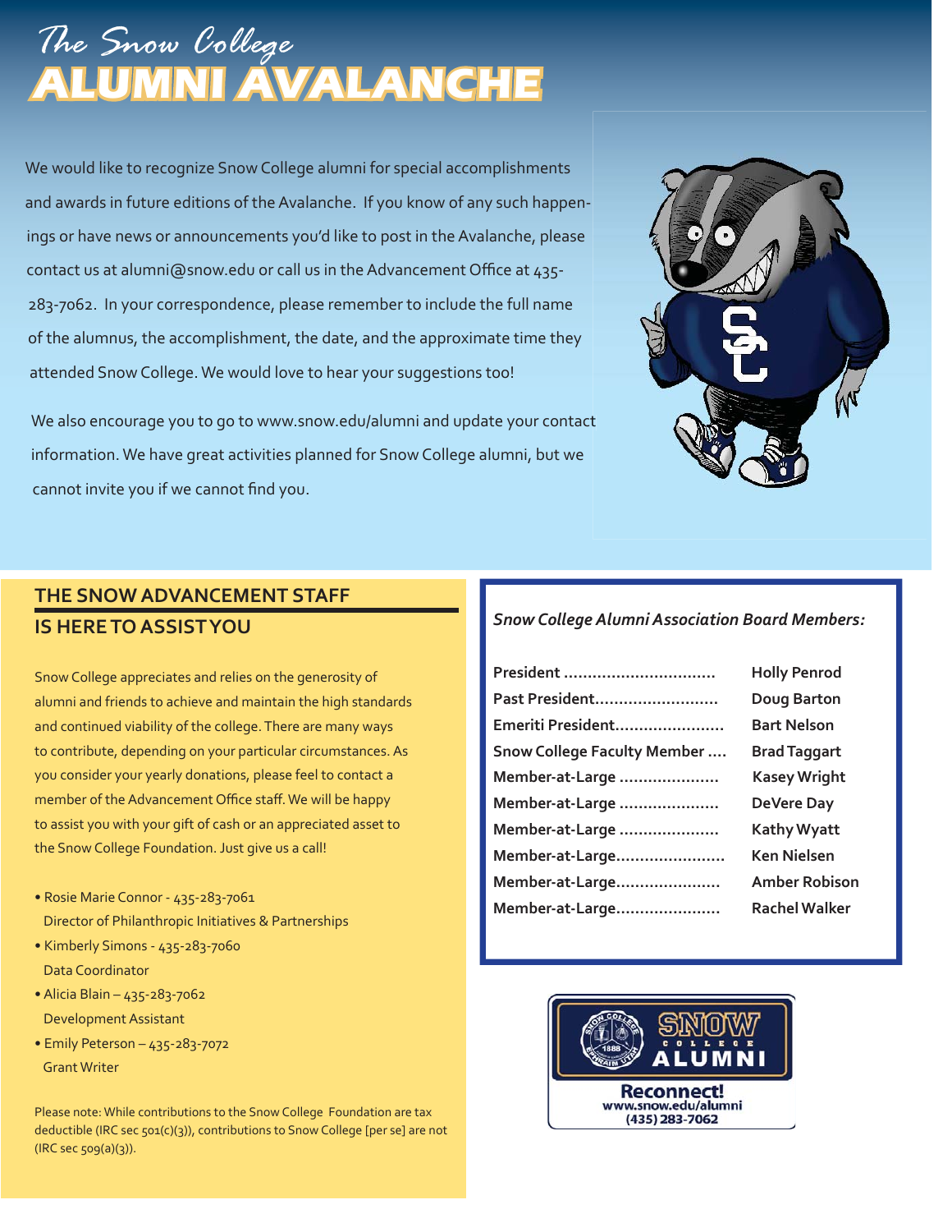# The Snow College ALUMNI AVALANCHE

We would like to recognize Snow College alumni for special accomplishments and awards in future editions of the Avalanche. If you know of any such happenings or have news or announcements you'd like to post in the Avalanche, please contact us at alumni@snow.edu or call us in the Advancement Office at 435-283-7062. In your correspondence, please remember to include the full name of the alumnus, the accomplishment, the date, and the approximate time they attended Snow College. We would love to hear your suggestions too!

We also encourage you to go to www.snow.edu/alumni and update your contact information. We have great activities planned for Snow College alumni, but we cannot invite you if we cannot find you.

## THE SNOW ADVANCEMENT STAFF IS HERE TO ASSIST YOU

Snow College appreciates and relies on the generosity of alumni and friends to achieve and maintain the high standards and continued viability of the college. There are many ways to contribute, depending on your particular circumstances. As you consider your yearly donations, please feel to contact a member of the Advancement Office staff. We will be happy to assist you with your gift of cash or an appreciated asset to the Snow College Foundation. Just give us a call!

- Rosie Marie Connor - 435-283-7061
  Director of Philanthropic Initiatives & Partnerships
- Kimberly Simons - 435-283-7060
  Data Coordinator
- Alicia Blain – 435-283-7062
  Development Assistant
- Emily Peterson – 435-283-7072
  Grant Writer

Please note: While contributions to the Snow College Foundation are tax deductible (IRC sec 501(c)(3)), contributions to Snow College [per se] are not (IRC sec 509(a)(3)).

*Snow College Alumni Association Board Members:*

| | |
|---|---|
| **President** | **Holly Penrod** |
| **Past President** | **Doug Barton** |
| **Emeriti President** | **Bart Nelson** |
| **Snow College Faculty Member** | **Brad Taggart** |
| **Member-at-Large** | **Kasey Wright** |
| **Member-at-Large** | **DeVere Day** |
| **Member-at-Large** | **Kathy Wyatt** |
| **Member-at-Large** | **Ken Nielsen** |
| **Member-at-Large** | **Amber Robison** |
| **Member-at-Large** | **Rachel Walker** |

SNOW COLLEGE ALUMNI

**Reconnect!**
**www.snow.edu/alumni**
**(435) 283-7062**